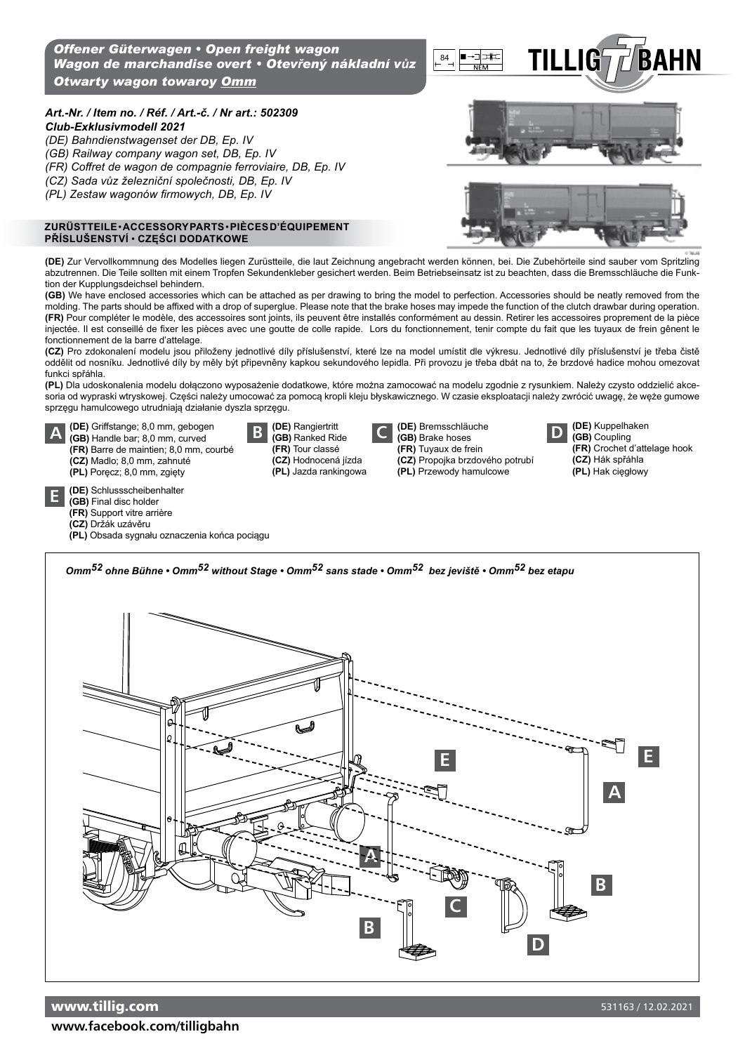# Offener Güterwagen • Open freight wagon
# Wagon de marchandise overt • Otevřený nákladní vůz
# Otwarty wagon towaroy Omm

84 | NEM

TILLIG BAHN

***Art.-Nr. / Item no. / Réf. / Art.-č. / Nr art.: 502309***
***Club-Exklusivmodell 2021***

*(DE) Bahndienstwagenset der DB, Ep. IV*
*(GB) Railway company wagon set, DB, Ep. IV*
*(FR) Coffret de wagon de compagnie ferroviaire, DB, Ep. IV*
*(CZ) Sada vůz železniční společnosti, DB, Ep. IV*
*(PL) Zestaw wagonów firmowych, DB, Ep. IV*

## ZURÜSTTEILE • ACCESSORY PARTS • PIÈCES D'ÉQUIPEMENT PŘÍSLUŠENSTVÍ • CZĘŚCI DODATKOWE

**(DE)** Zur Vervollkommnung des Modelles liegen Zurüstteile, die laut Zeichnung angebracht werden können, bei. Die Zubehörteile sind sauber vom Spritzling abzutrennen. Die Teile sollten mit einem Tropfen Sekundenkleber gesichert werden. Beim Betriebseinsatz ist zu beachten, dass die Bremsschläuche die Funktion der Kupplungsdeichsel behindern.

**(GB)** We have enclosed accessories which can be attached as per drawing to bring the model to perfection. Accessories should be neatly removed from the molding. The parts should be affixed with a drop of superglue. Please note that the brake hoses may impede the function of the clutch drawbar during operation.

**(FR)** Pour compléter le modèle, des accessoires sont joints, ils peuvent être installés conformément au dessin. Retirer les accessoires proprement de la pièce injectée. Il est conseillé de fixer les pièces avec une goutte de colle rapide. Lors du fonctionnement, tenir compte du fait que les tuyaux de frein gênent le fonctionnement de la barre d'attelage.

**(CZ)** Pro zdokonalení modelu jsou přiloženy jednotlivé díly příslušenství, které lze na model umístit dle výkresu. Jednotlivé díly příslušenství je třeba čistě oddělit od nosníku. Jednotlivé díly by měly být připevněny kapkou sekundového lepidla. Při provozu je třeba dbát na to, že brzdové hadice mohou omezovat funkci spřáhla.

**(PL)** Dla udoskonalenia modelu dołączono wyposażenie dodatkowe, które można zamocować na modelu zgodnie z rysunkiem. Należy czysto oddzielić akcesoria od wypraski wtryskowej. Części należy umocować za pomocą kropli kleju błyskawicznego. W czasie eksploatacji należy zwrócić uwagę, że węże gumowe sprzęgu hamulcowego utrudniają działanie dyszla sprzęgu.

**A**
**(DE)** Griffstange; 8,0 mm, gebogen
**(GB)** Handle bar; 8,0 mm, curved
**(FR)** Barre de maintien; 8,0 mm, courbé
**(CZ)** Madlo; 8,0 mm, zahnuté
**(PL)** Poręcz; 8,0 mm, zgięty

**B**
**(DE)** Rangiertritt
**(GB)** Ranked Ride
**(FR)** Tour classé
**(CZ)** Hodnocená jízda
**(PL)** Jazda rankingowa

**C**
**(DE)** Bremsschläuche
**(GB)** Brake hoses
**(FR)** Tuyaux de frein
**(CZ)** Propojka brzdového potrubí
**(PL)** Przewody hamulcowe

**D**
**(DE)** Kuppelhaken
**(GB)** Coupling
**(FR)** Crochet d'attelage hook
**(CZ)** Hák spřáhla
**(PL)** Hak cięgłowy

**E**
**(DE)** Schlussscheibenhalter
**(GB)** Final disc holder
**(FR)** Support vitre arrière
**(CZ)** Držák uzávěru
**(PL)** Obsada sygnału oznaczenia końca pociągu

*Omm52 ohne Bühne • Omm52 without Stage • Omm52 sans stade • Omm52 bez jeviště • Omm52 bez etapu*

E, A, B, C, D

www.tillig.com

531163 / 12.02.2021

www.facebook.com/tilligbahn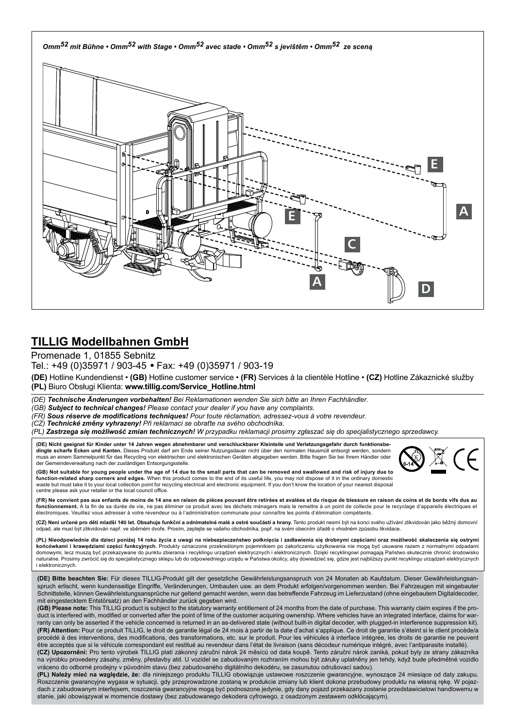*Omm$^{52}$ mit Bühne • Omm$^{52}$ with Stage • Omm$^{52}$ avec stade • Omm$^{52}$ s jevištěm • Omm$^{52}$ ze sceną*

E

A

E

C

A

D

## TILLIG Modellbahnen GmbH

Promenade 1, 01855 Sebnitz
Tel.: +49 (0)35971 / 903-45 • Fax: +49 (0)35971 / 903-19

**(DE)** Hotline Kundendienst • **(GB)** Hotline customer service • **(FR)** Services à la clientèle Hotline • **(CZ)** Hotline Zákaznické služby
**(PL)** Biuro Obsługi Klienta: **www.tillig.com/Service_Hotline.html**

*(DE)* ***Technische Änderungen vorbehalten!*** *Bei Reklamationen wenden Sie sich bitte an Ihren Fachhändler.*
*(GB)* ***Subject to technical changes!*** *Please contact your dealer if you have any complaints.*
*(FR)* ***Sous réserve de modifications techniques!*** *Pour toute réclamation, adressez-vous à votre revendeur.*
*(CZ)* ***Technické změny vyhrazeny!*** *Při reklamaci se obraťte na svého obchodníka.*
*(PL)* ***Zastrzega się możliwość zmian technicznych!*** *W przypadku reklamacji prosimy zgłaszać się do specjalistycznego sprzedawcy.*

**(DE) Nicht geeignet für Kinder unter 14 Jahren wegen abnehmbarer und verschluckbarer Kleinteile und Verletzungsgefahr durch funktionsbedingte scharfe Ecken und Kanten.** Dieses Produkt darf am Ende seiner Nutzungsdauer nicht über den normalen Hausmüll entsorgt werden, sondern muss an einem Sammelpunkt für das Recycling von elektrischen und elektronischen Geräten abgegeben werden. Bitte fragen Sie bei Ihrem Händler oder der Gemeindeverwaltung nach der zuständigen Entsorgungsstelle.

**(GB) Not suitable for young people under the age of 14 due to the small parts that can be removed and swallowed and risk of injury due to function-related sharp corners and edges.** When this product comes to the end of its useful life, you may not dispose of it in the ordinary domestic waste but must take it to your local collection point for recycling electrical and electronic equipment. If you don't know the location of your nearest disposal centre please ask your retailer or the local council office.

**(FR) Ne convient pas aux enfants de moins de 14 ans en raison de pièces pouvant être retirées et avalées et du risque de blessure en raison de coins et de bords vifs dus au fonctionnement.** À la fin de sa durée de vie, ne pas éliminer ce produit avec les déchets ménagers mais le remettre à un point de collecte pour le recyclage d'appareils électriques et électroniques. Veuillez vous adresser à votre revendeur ou à l'administration communale pour connaître les points d'élimination compétents.

**(CZ) Není určené pro děti mladší 14ti let. Obsahuje funkční a odnímatelné malé a ostré součásti a hrany.** Tento produkt nesmí být na konci svého užívání zlikvidován jako běžný domovní odpad, ale musí být zlikvidován např. ve sběrném dvoře. Prosím, zeptejte se vašeho obchodníka, popř. na svém obecním úřadě o vhodném způsobu likvidace.

**(PL) Nieodpowiednie dla dzieci poniżej 14 roku życia z uwagi na niebezpieczeństwo połknięcia i zadławienia się drobnymi częściami oraz możliwość skaleczenia się ostrymi końcówkami i krawędziami części funkcyjnych.** Produkty oznaczone przekreślonym pojemnikiem po zakończeniu użytkowania nie mogą być usuwane razem z normalnymi odpadami domowymi, lecz muszą być przekazywane do punktu zbierania i recyklingu urządzeń elektrycznych i elektronicznych. Dzięki recyklingowi pomagają Państwo skutecznie chronić środowisko naturalne. Prosimy zwrócić się do specjalistycznego sklepu lub do odpowiedniego urzędu w Państwa okolicy, aby dowiedzieć się, gdzie jest najbliższy punkt recyklingu urządzeń elektrycznych i elektronicznych.

**(DE) Bitte beachten Sie:** Für dieses TILLIG-Produkt gilt der gesetzliche Gewährleistungsanspruch von 24 Monaten ab Kaufdatum. Dieser Gewährleistungsanspruch erlischt, wenn kundenseitige Eingriffe, Veränderungen, Umbauten usw. an dem Produkt erfolgen/vorgenommen werden. Bei Fahrzeugen mit eingebauter Schnittstelle, können Gewährleistungsansprüche nur geltend gemacht werden, wenn das betreffende Fahrzeug im Lieferzustand (ohne eingebautem Digitaldecoder, mit eingestecktem Entstörsatz) an den Fachhändler zurück gegeben wird.
**(GB) Please note:** This TILLIG product is subject to the statutory warranty entitlement of 24 months from the date of purchase. This warranty claim expires if the product is interfered with, modified or converted after the point of time of the customer acquiring ownership. Where vehicles have an integrated interface, claims for warranty can only be asserted if the vehicle concerned is returned in an as-delivered state (without built-in digital decoder, with plugged-in interference suppression kit).
**(FR) Attention:** Pour ce produit TILLIG, le droit de garantie légal de 24 mois à partir de la date d'achat s'applique. Ce droit de garantie s'éteint si le client procède/a procédé à des interventions, des modifications, des transformations, etc. sur le produit. Pour les véhicules à interface intégrée, les droits de garantie ne peuvent être acceptés que si le véhicule correspondant est restitué au revendeur dans l'état de livraison (sans décodeur numérique intégré, avec l'antiparasite installé).
**(CZ) Upozornění:** Pro tento výrobek TILLIG platí zákonný záruční nárok 24 měsíců od data koupě. Tento záruční nárok zaniká, pokud byly ze strany zákazníka na výrobku provedeny zásahy, změny, přestavby atd. U vozidel se zabudovaným rozhraním mohou být záruky uplatněny jen tehdy, když bude předmětné vozidlo vráceno do odborné prodejny v původním stavu (bez zabudovaného digitálního dekodéru, se zasunutou odrušovací sadou).
**(PL) Należy mieć na względzie, że:** dla niniejszego produktu TILLIG obowiązuje ustawowe roszczenie gwarancyjne, wynoszące 24 miesiące od daty zakupu. Roszczenie gwarancyjne wygasa w sytuacji, gdy przeprowadzone zostaną w produkcie zmiany lub klient dokona przebudowy produktu na własną rękę. W pojazdach z zabudowanym interfejsem, roszczenia gwarancyjne mogą być podnoszone jedynie, gdy dany pojazd przekazany zostanie przedstawicielowi handlowemu w stanie, jaki obowiązywał w momencie dostawy (bez zabudowanego dekodera cyfrowego, z osadzonym zestawem odkłócającym).